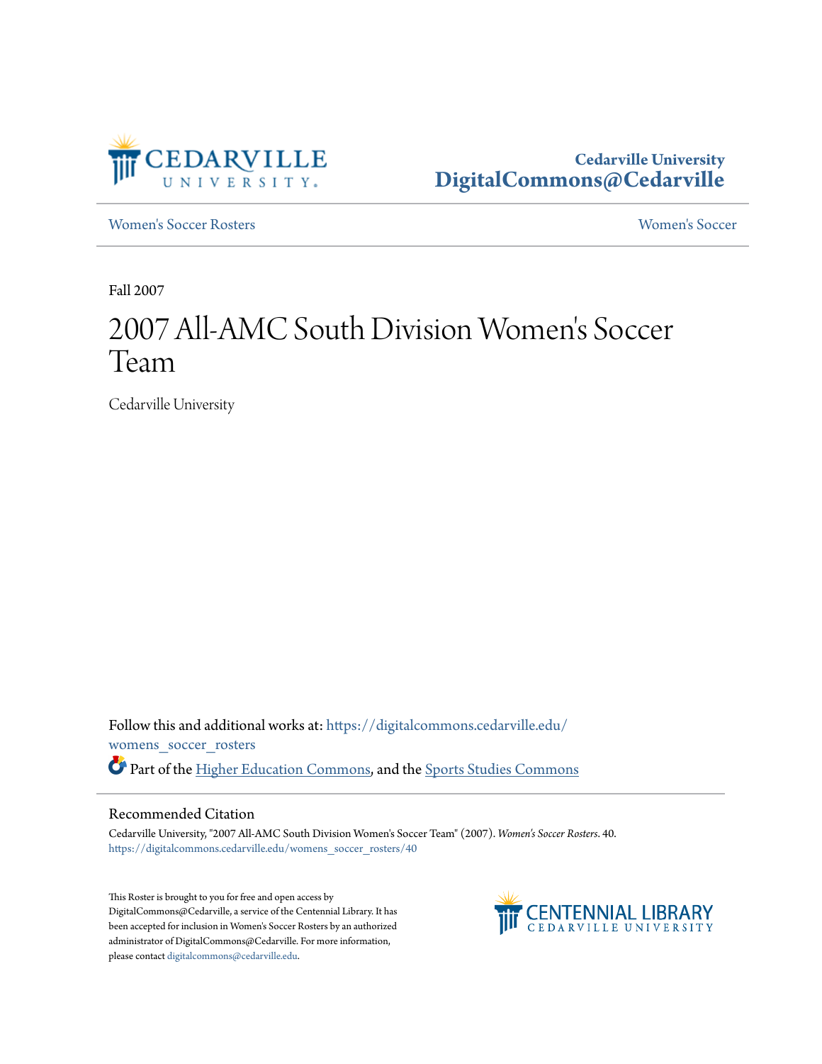Cedarville University
DigitalCommons@Cedarville

Women's Soccer Rosters | Women's Soccer

Fall 2007

# 2007 All-AMC South Division Women's Soccer Team

Cedarville University

Follow this and additional works at: https://digitalcommons.cedarville.edu/womens_soccer_rosters

Part of the Higher Education Commons, and the Sports Studies Commons

## Recommended Citation

Cedarville University, "2007 All-AMC South Division Women's Soccer Team" (2007). *Women's Soccer Rosters*. 40.
https://digitalcommons.cedarville.edu/womens_soccer_rosters/40

This Roster is brought to you for free and open access by DigitalCommons@Cedarville, a service of the Centennial Library. It has been accepted for inclusion in Women's Soccer Rosters by an authorized administrator of DigitalCommons@Cedarville. For more information, please contact digitalcommons@cedarville.edu.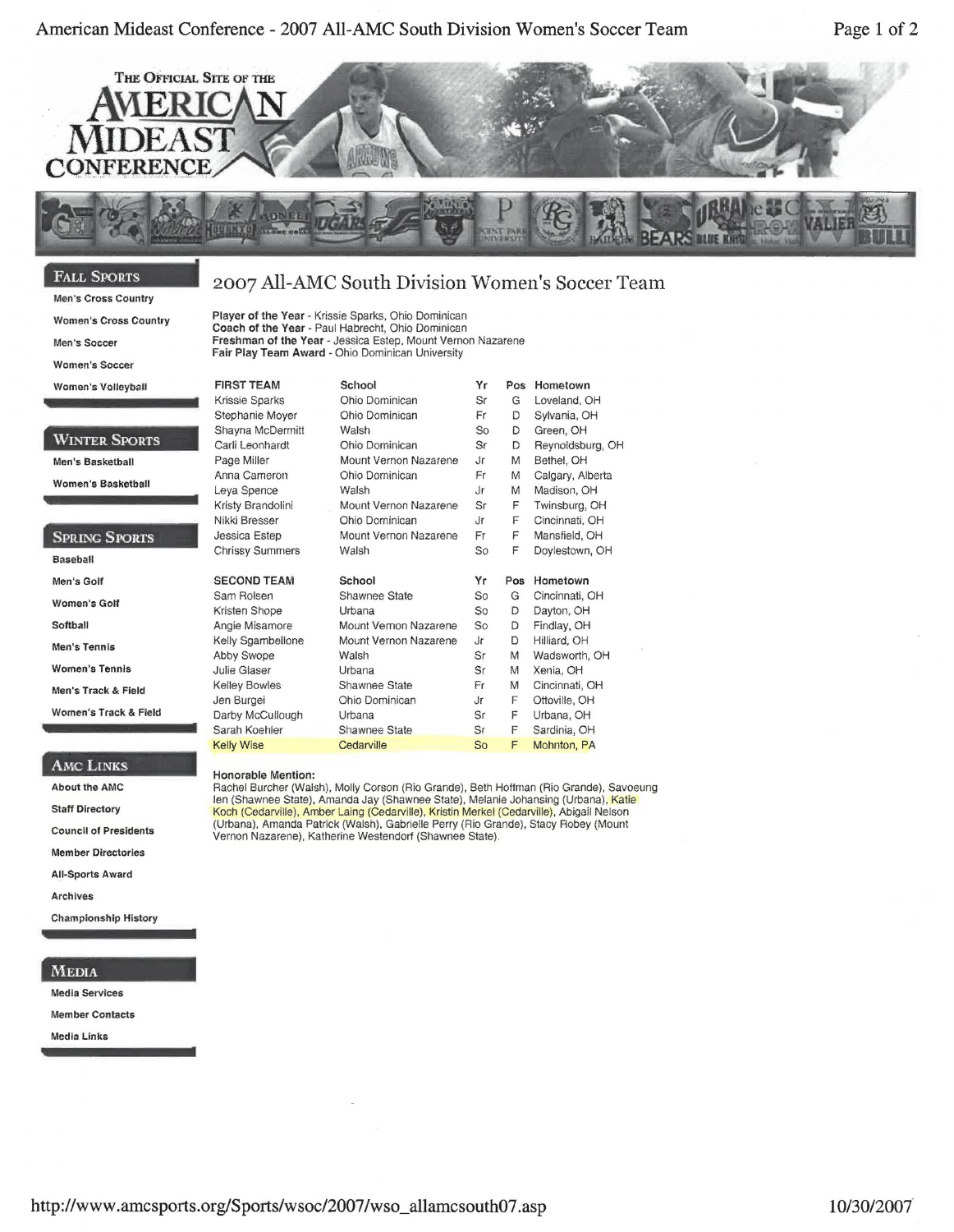## 2007 All-AMC South Division Women's Soccer Team

**Player of the Year** - Krissie Sparks, Ohio Dominican
**Coach of the Year** - Paul Habrecht, Ohio Dominican
**Freshman of the Year** - Jessica Estep, Mount Vernon Nazarene
**Fair Play Team Award** - Ohio Dominican University

| FIRST TEAM | School | Yr | Pos | Hometown |
|---|---|---|---|---|
| Krissie Sparks | Ohio Dominican | Sr | G | Loveland, OH |
| Stephanie Moyer | Ohio Dominican | Fr | D | Sylvania, OH |
| Shayna McDermitt | Walsh | So | D | Green, OH |
| Carli Leonhardt | Ohio Dominican | Sr | D | Reynoldsburg, OH |
| Page Miller | Mount Vernon Nazarene | Jr | M | Bethel, OH |
| Anna Cameron | Ohio Dominican | Fr | M | Calgary, Alberta |
| Leya Spence | Walsh | Jr | M | Madison, OH |
| Kristy Brandolini | Mount Vernon Nazarene | Sr | F | Twinsburg, OH |
| Nikki Bresser | Ohio Dominican | Jr | F | Cincinnati, OH |
| Jessica Estep | Mount Vernon Nazarene | Fr | F | Mansfield, OH |
| Chrissy Summers | Walsh | So | F | Doylestown, OH |

| SECOND TEAM | School | Yr | Pos | Hometown |
|---|---|---|---|---|
| Sam Rolsen | Shawnee State | So | G | Cincinnati, OH |
| Kristen Shope | Urbana | So | D | Dayton, OH |
| Angie Misamore | Mount Vernon Nazarene | So | D | Findlay, OH |
| Kelly Sgambellone | Mount Vernon Nazarene | Jr | D | Hilliard, OH |
| Abby Swope | Walsh | Sr | M | Wadsworth, OH |
| Julie Glaser | Urbana | Sr | M | Xenia, OH |
| Kelley Bowles | Shawnee State | Fr | M | Cincinnati, OH |
| Jen Burgei | Ohio Dominican | Jr | F | Ottoville, OH |
| Darby McCullough | Urbana | Sr | F | Urbana, OH |
| Sarah Koehler | Shawnee State | Sr | F | Sardinia, OH |
| Kelly Wise | Cedarville | So | F | Mohnton, PA |

**Honorable Mention:**
Rachel Burcher (Walsh), Molly Corson (Rio Grande), Beth Hoffman (Rio Grande), Savoeung Ien (Shawnee State), Amanda Jay (Shawnee State), Melanie Johansing (Urbana), Katie Koch (Cedarville), Amber Laing (Cedarville), Kristin Merkel (Cedarville), Abigail Nelson (Urbana), Amanda Patrick (Walsh), Gabrielle Perry (Rio Grande), Stacy Robey (Mount Vernon Nazarene), Katherine Westendorf (Shawnee State).